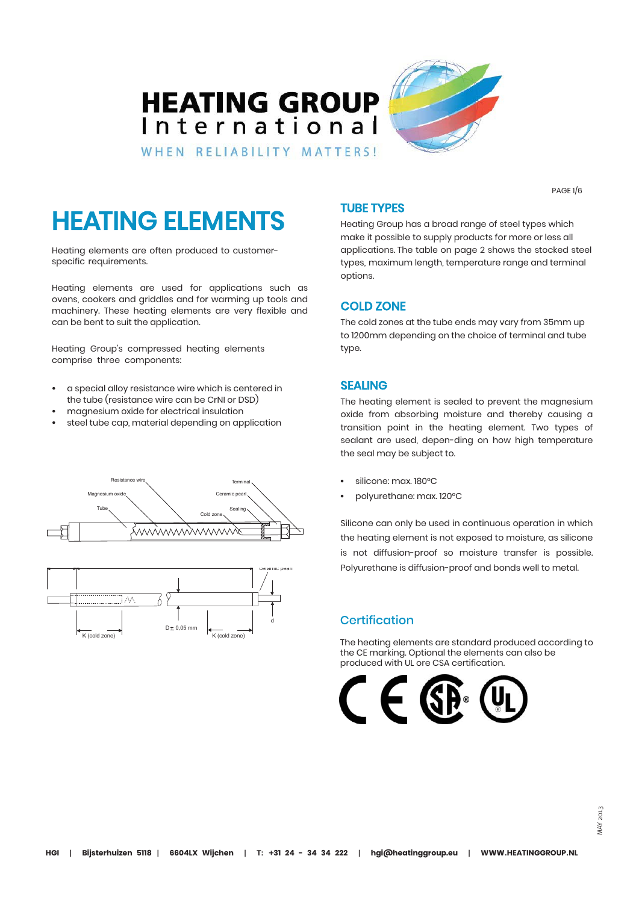HEATING GROUP International

WHEN RELIABILITY MATTERS!

# HEATING ELEMENTS

Heating elements are often produced to customer-specific requirements.

Heating elements are used for applications such as ovens, cookers and griddles and for warming up tools and machinery. These heating elements are very flexible and can be bent to suit the application.

Heating Group's compressed heating elements comprise three components:

- a special alloy resistance wire which is centered in the tube (resistance wire can be CrNI or DSD)
- magnesium oxide for electrical insulation
- steel tube cap, material depending on application

Resistance wire, Terminal, Magnesium oxide, Ceramic pearl, Tube, Sealing, Cold zone

ceramic pearl, D ± 0,05 mm, d, K (cold zone), K (cold zone)

## TUBE TYPES

Heating Group has a broad range of steel types which make it possible to supply products for more or less all applications. The table on page 2 shows the stocked steel types, maximum length, temperature range and terminal options.

## COLD ZONE

The cold zones at the tube ends may vary from 35mm up to 1200mm depending on the choice of terminal and tube type.

## SEALING

The heating element is sealed to prevent the magnesium oxide from absorbing moisture and thereby causing a transition point in the heating element. Two types of sealant are used, depen-ding on how high temperature the seal may be subject to.

- silicone: max. 180°C
- polyurethane: max. 120°C

Silicone can only be used in continuous operation in which the heating element is not exposed to moisture, as silicone is not diffusion-proof so moisture transfer is possible. Polyurethane is diffusion-proof and bonds well to metal.

## Certification

The heating elements are standard produced according to the CE marking. Optional the elements can also be produced with UL ore CSA certification.

HGI | Bijsterhuizen 5118 | 6604LX Wijchen | T: +31 24 - 34 34 222 | hgi@heatinggroup.eu | WWW.HEATINGGROUP.NL

MAY 2013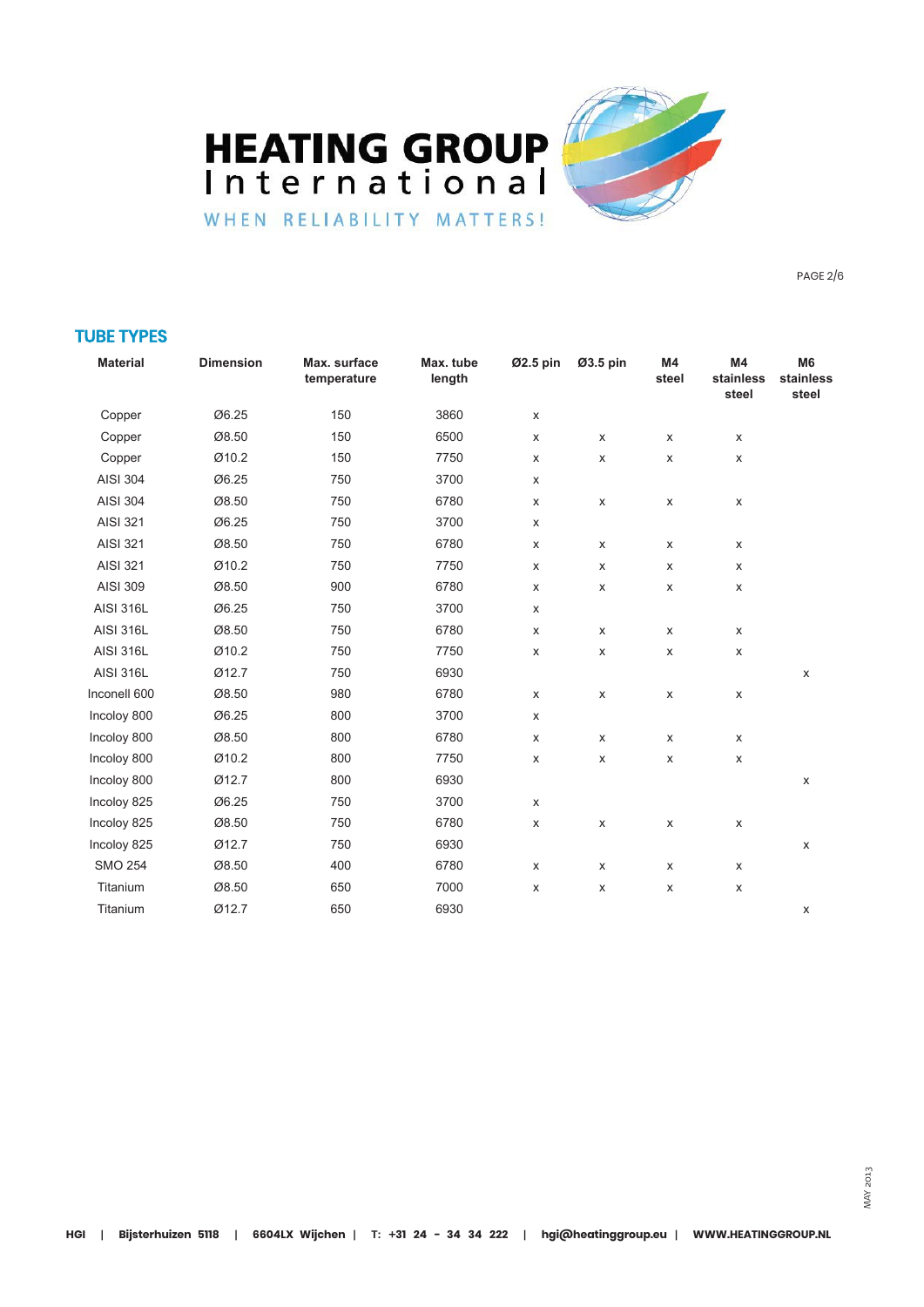# HEATING GROUP International

WHEN RELIABILITY MATTERS!

## TUBE TYPES

| Material | Dimension | Max. surface temperature | Max. tube length | Ø2.5 pin | Ø3.5 pin | M4 steel | M4 stainless steel | M6 stainless steel |
|---|---|---|---|---|---|---|---|---|
| Copper | Ø6.25 | 150 | 3860 | x | | | | |
| Copper | Ø8.50 | 150 | 6500 | x | x | x | x | |
| Copper | Ø10.2 | 150 | 7750 | x | x | x | x | |
| AISI 304 | Ø6.25 | 750 | 3700 | x | | | | |
| AISI 304 | Ø8.50 | 750 | 6780 | x | x | x | x | |
| AISI 321 | Ø6.25 | 750 | 3700 | x | | | | |
| AISI 321 | Ø8.50 | 750 | 6780 | x | x | x | x | |
| AISI 321 | Ø10.2 | 750 | 7750 | x | x | x | x | |
| AISI 309 | Ø8.50 | 900 | 6780 | x | x | x | x | |
| AISI 316L | Ø6.25 | 750 | 3700 | x | | | | |
| AISI 316L | Ø8.50 | 750 | 6780 | x | x | x | x | |
| AISI 316L | Ø10.2 | 750 | 7750 | x | x | x | x | |
| AISI 316L | Ø12.7 | 750 | 6930 | | | | | x |
| Inconell 600 | Ø8.50 | 980 | 6780 | x | x | x | x | |
| Incoloy 800 | Ø6.25 | 800 | 3700 | x | | | | |
| Incoloy 800 | Ø8.50 | 800 | 6780 | x | x | x | x | |
| Incoloy 800 | Ø10.2 | 800 | 7750 | x | x | x | x | |
| Incoloy 800 | Ø12.7 | 800 | 6930 | | | | | x |
| Incoloy 825 | Ø6.25 | 750 | 3700 | x | | | | |
| Incoloy 825 | Ø8.50 | 750 | 6780 | x | x | x | x | |
| Incoloy 825 | Ø12.7 | 750 | 6930 | | | | | x |
| SMO 254 | Ø8.50 | 400 | 6780 | x | x | x | x | |
| Titanium | Ø8.50 | 650 | 7000 | x | x | x | x | |
| Titanium | Ø12.7 | 650 | 6930 | | | | | x |

MAY 2013

HGI | Bijsterhuizen 5118 | 6604LX Wijchen | T: +31 24 - 34 34 222 | hgi@heatinggroup.eu | WWW.HEATINGGROUP.NL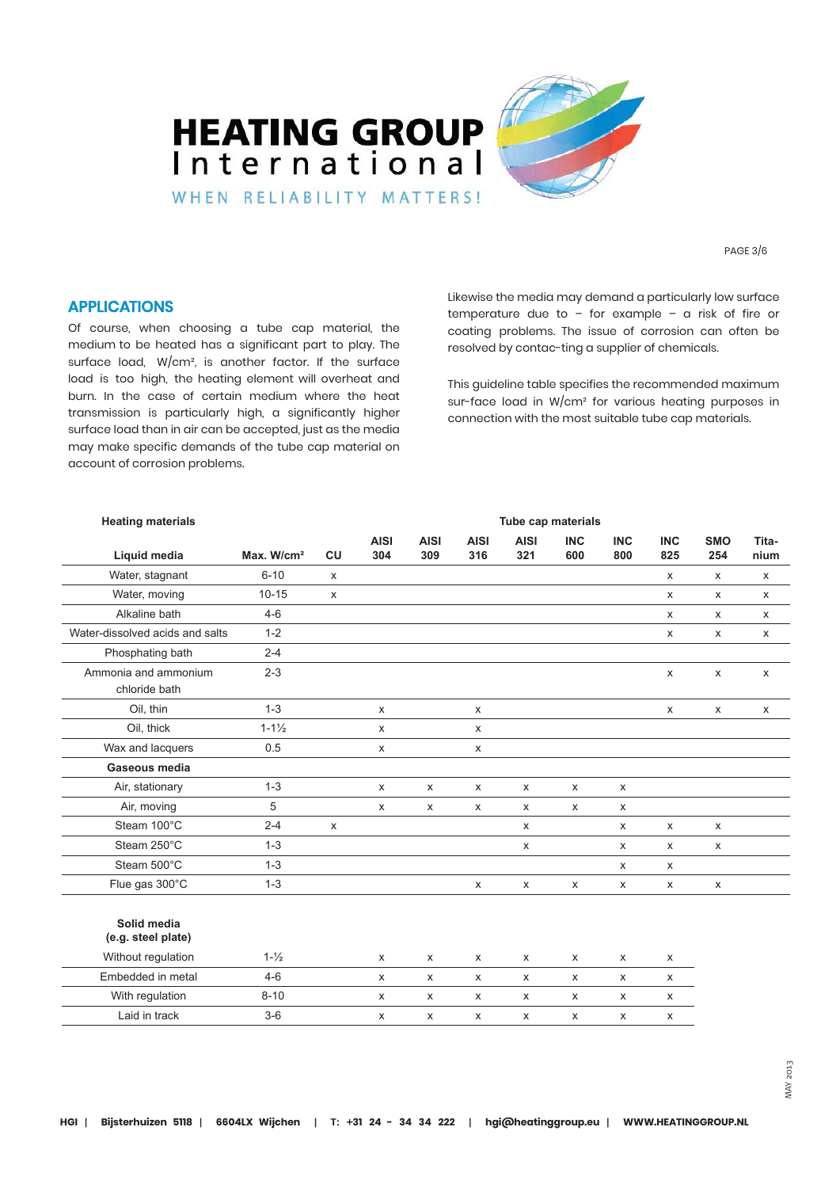## APPLICATIONS

Of course, when choosing a tube cap material, the medium to be heated has a significant part to play. The surface load, W/cm², is another factor. If the surface load is too high, the heating element will overheat and burn. In the case of certain medium where the heat transmission is particularly high, a significantly higher surface load than in air can be accepted, just as the media may make specific demands of the tube cap material on account of corrosion problems.

Likewise the media may demand a particularly low surface temperature due to – for example – a risk of fire or coating problems. The issue of corrosion can often be resolved by contac-ting a supplier of chemicals.

This guideline table specifies the recommended maximum sur-face load in W/cm² for various heating purposes in connection with the most suitable tube cap materials.

| **Heating materials** | | **Tube cap materials** | | | | | | | | | | |
|---|---|---|---|---|---|---|---|---|---|---|---|---|
| **Liquid media** | **Max. W/cm²** | **CU** | **AISI 304** | **AISI 309** | **AISI 316** | **AISI 321** | **INC 600** | **INC 800** | **INC 825** | **SMO 254** | **Tita-nium** |
| Water, stagnant | 6-10 | x | | | | | | | x | x | x |
| Water, moving | 10-15 | x | | | | | | | x | x | x |
| Alkaline bath | 4-6 | | | | | | | | x | x | x |
| Water-dissolved acids and salts | 1-2 | | | | | | | | x | x | x |
| Phosphating bath | 2-4 | | | | | | | | | | |
| Ammonia and ammonium chloride bath | 2-3 | | | | | | | | x | x | x |
| Oil, thin | 1-3 | | x | | x | | | | x | x | x |
| Oil, thick | 1-1½ | | x | | x | | | | | | |
| Wax and lacquers | 0.5 | | x | | x | | | | | | |
| **Gaseous media** | | | | | | | | | | | |
| Air, stationary | 1-3 | | x | x | x | x | x | x | | | |
| Air, moving | 5 | | x | x | x | x | x | x | | | |
| Steam 100°C | 2-4 | x | | | | x | | x | x | x | |
| Steam 250°C | 1-3 | | | | | x | | x | x | x | |
| Steam 500°C | 1-3 | | | | | | | x | x | | |
| Flue gas 300°C | 1-3 | | | | x | x | x | x | x | x | |
| **Solid media (e.g. steel plate)** | | | | | | | | | | | |
| Without regulation | 1-½ | | x | x | x | x | x | x | x | | |
| Embedded in metal | 4-6 | | x | x | x | x | x | x | x | | |
| With regulation | 8-10 | | x | x | x | x | x | x | x | | |
| Laid in track | 3-6 | | x | x | x | x | x | x | x | | |

HGI | Bijsterhuizen 5118 | 6604LX Wijchen | T: +31 24 - 34 34 222 | hgi@heatinggroup.eu | WWW.HEATINGGROUP.NL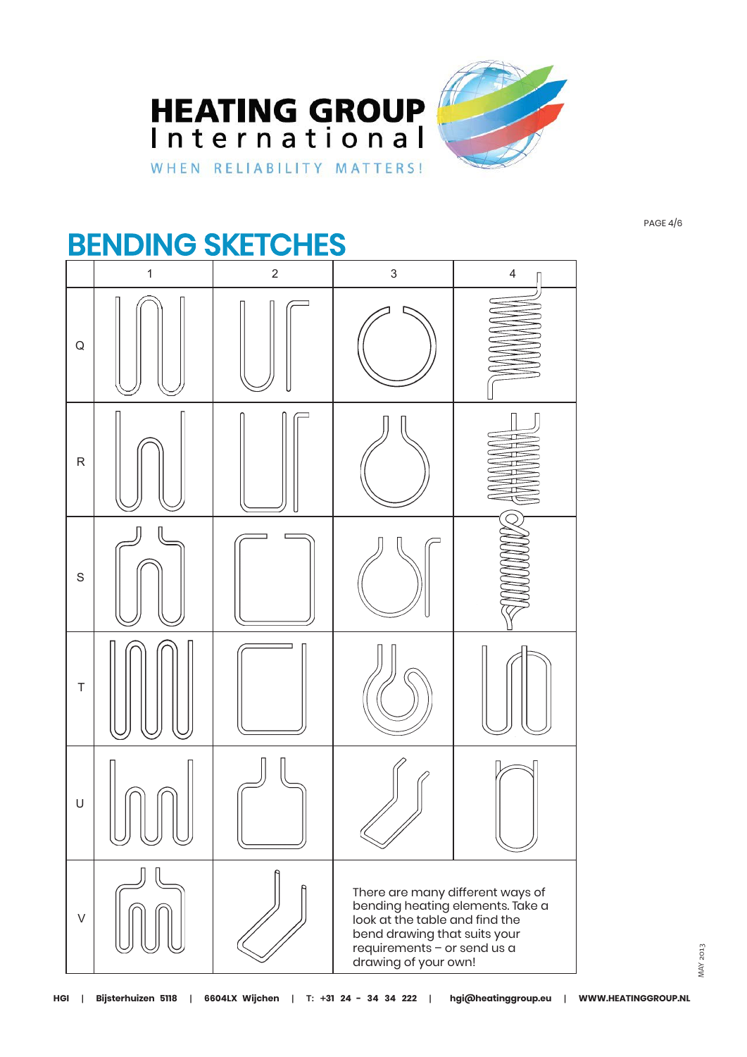# BENDING SKETCHES

| | 1 | 2 | 3 | 4 |
|---|---|---|---|---|
| Q | | | | |
| R | | | | |
| S | | | | |
| T | | | | |
| U | | | | |
| V | | | There are many different ways of bending heating elements. Take a look at the table and find the bend drawing that suits your requirements – or send us a drawing of your own! | |

HGI | Bijsterhuizen 5118 | 6604LX Wijchen | T: +31 24 - 34 34 222 | hgi@heatinggroup.eu | WWW.HEATINGGROUP.NL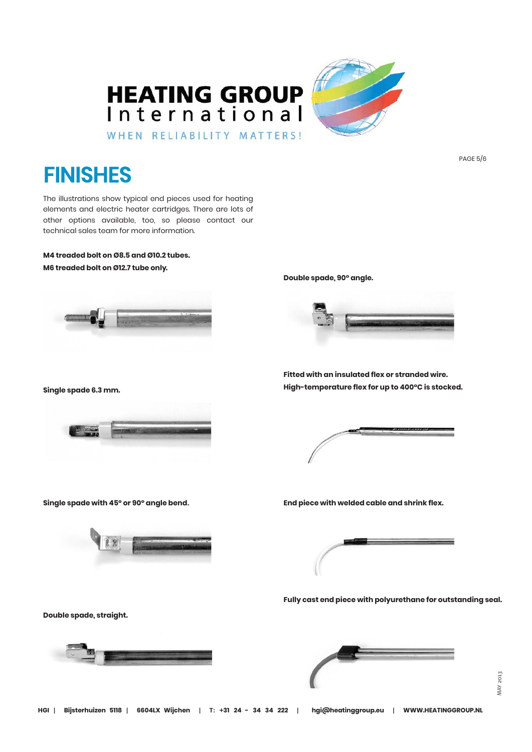# FINISHES

The illustrations show typical end pieces used for heating elements and electric heater cartridges. There are lots of other options available, too, so please contact our technical sales team for more information.

**M4 treaded bolt on Ø8.5 and Ø10.2 tubes.**
**M6 treaded bolt on Ø12.7 tube only.**

**Single spade 6.3 mm.**

**Single spade with 45° or 90° angle bend.**

**Double spade, straight.**

**Double spade, 90° angle.**

**Fitted with an insulated flex or stranded wire.**
**High-temperature flex for up to 400°C is stocked.**

**End piece with welded cable and shrink flex.**

**Fully cast end piece with polyurethane for outstanding seal.**

MAY 2013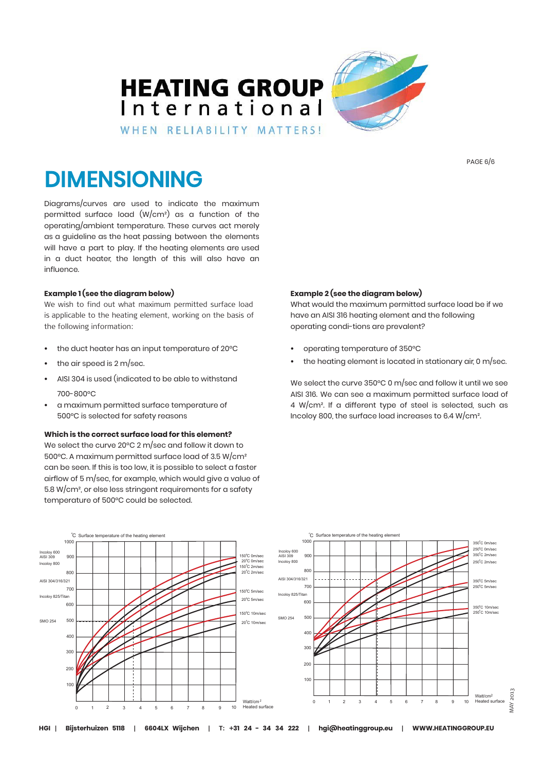# DIMENSIONING

Diagrams/curves are used to indicate the maximum permitted surface load (W/cm²) as a function of the operating/ambient temperature. These curves act merely as a guideline as the heat passing between the elements will have a part to play. If the heating elements are used in a duct heater, the length of this will also have an influence.

### Example 1 (see the diagram below)

We wish to find out what maximum permitted surface load is applicable to the heating element, working on the basis of the following information:

- the duct heater has an input temperature of 20°C
- the air speed is 2 m/sec.
- AISI 304 is used (indicated to be able to withstand 700-800°C
- a maximum permitted surface temperature of 500°C is selected for safety reasons

**Which is the correct surface load for this element?**

We select the curve 20°C 2 m/sec and follow it down to 500°C. A maximum permitted surface load of 3.5 W/cm² can be seen. If this is too low, it is possible to select a faster airflow of 5 m/sec, for example, which would give a value of 5.8 W/cm², or else less stringent requirements for a safety temperature of 500°C could be selected.

### Example 2 (see the diagram below)

What would the maximum permitted surface load be if we have an AISI 316 heating element and the following operating condi-tions are prevalent?

- operating temperature of 350°C
- the heating element is located in stationary air, 0 m/sec.

We select the curve 350°C 0 m/sec and follow it until we see AISI 316. We can see a maximum permitted surface load of 4 W/cm². If a different type of steel is selected, such as Incoloy 800, the surface load increases to 6.4 W/cm².

°C Surface temperature of the heating element

Incoloy 600
AISI 309
Incoloy 800
AISI 304/316/321
Incoloy 825/Titan
SMO 254

1000 900 800 700 600 500 400 300 200 100

150°C 0m/sec
20°C 0m/sec
150°C 2m/sec
20°C 2m/sec
150°C 5m/sec
20°C 5m/sec
150°C 10m/sec
20°C 10m/sec

0 1 2 3 4 5 6 7 8 9 10

Watt/cm²
Heated surface

°C Surface temperature of the heating element

Incoloy 600
AISI 309
Incoloy 800
AISI 304/316/321
Incoloy 825/Titan
SMO 254

1000 900 800 700 600 500 400 300 200 100

350°C 0m/sec
250°C 0m/sec
350°C 2m/sec
250°C 2m/sec
350°C 5m/sec
250°C 5m/sec
350°C 10m/sec
250°C 10m/sec

0 1 2 3 4 5 6 7 8 9 10

Watt/cm²
Heated surface

MAY 2013